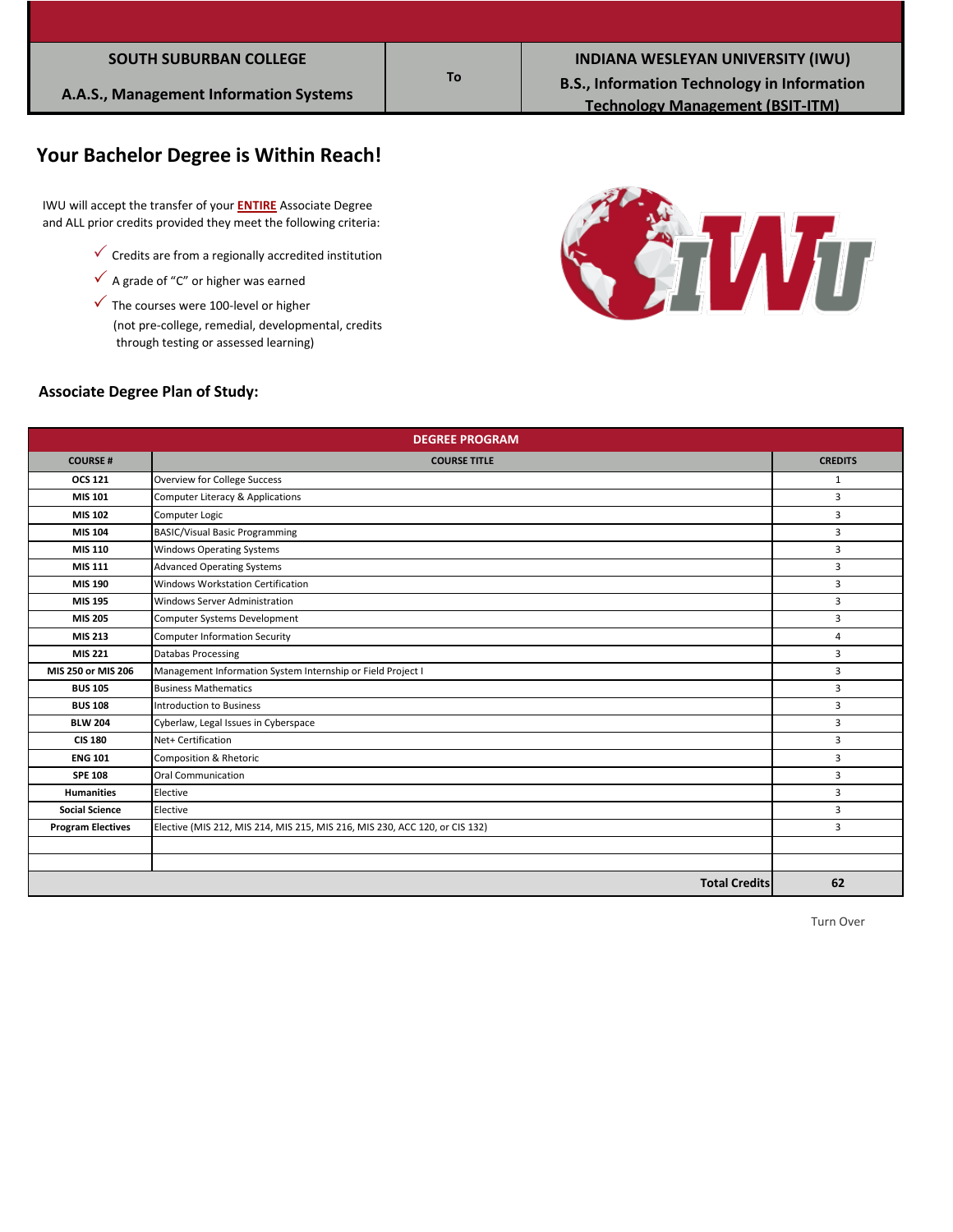| SOUTH SUBURBAN COLLEGE A.A.S., Management Information Systems | To | INDIANA WESLEYAN UNIVERSITY (IWU) B.S., Information Technology in Information Technology Management (BSIT-ITM) |
|---|---|---|

# Your Bachelor Degree is Within Reach!

IWU will accept the transfer of your **ENTIRE** Associate Degree and ALL prior credits provided they meet the following criteria:

- ✓ Credits are from a regionally accredited institution
- ✓ A grade of "C" or higher was earned
- ✓ The courses were 100-level or higher (not pre-college, remedial, developmental, credits through testing or assessed learning)

## Associate Degree Plan of Study:

| DEGREE PROGRAM | | |
|---|---|---|
| **COURSE #** | **COURSE TITLE** | **CREDITS** |
| **OCS 121** | Overview for College Success | 1 |
| **MIS 101** | Computer Literacy & Applications | 3 |
| **MIS 102** | Computer Logic | 3 |
| **MIS 104** | BASIC/Visual Basic Programming | 3 |
| **MIS 110** | Windows Operating Systems | 3 |
| **MIS 111** | Advanced Operating Systems | 3 |
| **MIS 190** | Windows Workstation Certification | 3 |
| **MIS 195** | Windows Server Administration | 3 |
| **MIS 205** | Computer Systems Development | 3 |
| **MIS 213** | Computer Information Security | 4 |
| **MIS 221** | Databas Processing | 3 |
| **MIS 250 or MIS 206** | Management Information System Internship or Field Project I | 3 |
| **BUS 105** | Business Mathematics | 3 |
| **BUS 108** | Introduction to Business | 3 |
| **BLW 204** | Cyberlaw, Legal Issues in Cyberspace | 3 |
| **CIS 180** | Net+ Certification | 3 |
| **ENG 101** | Composition & Rhetoric | 3 |
| **SPE 108** | Oral Communication | 3 |
| **Humanities** | Elective | 3 |
| **Social Science** | Elective | 3 |
| **Program Electives** | Elective (MIS 212, MIS 214, MIS 215, MIS 216, MIS 230, ACC 120, or CIS 132) | 3 |
| | | |
| | | |
| | **Total Credits** | **62** |

Turn Over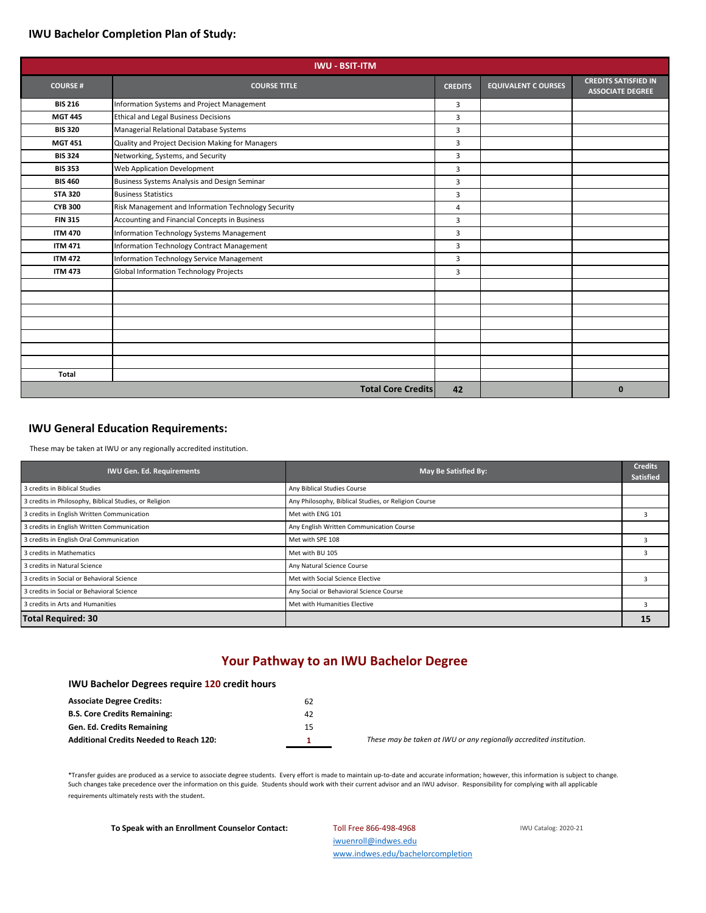## IWU Bachelor Completion Plan of Study:

| IWU - BSIT-ITM | | | | |
|---|---|---|---|---|
| **COURSE #** | **COURSE TITLE** | **CREDITS** | **EQUIVALENT C OURSES** | **CREDITS SATISFIED IN ASSOCIATE DEGREE** |
| **BIS 216** | Information Systems and Project Management | 3 | | |
| **MGT 445** | Ethical and Legal Business Decisions | 3 | | |
| **BIS 320** | Managerial Relational Database Systems | 3 | | |
| **MGT 451** | Quality and Project Decision Making for Managers | 3 | | |
| **BIS 324** | Networking, Systems, and Security | 3 | | |
| **BIS 353** | Web Application Development | 3 | | |
| **BIS 460** | Business Systems Analysis and Design Seminar | 3 | | |
| **STA 320** | Business Statistics | 3 | | |
| **CYB 300** | Risk Management and Information Technology Security | 4 | | |
| **FIN 315** | Accounting and Financial Concepts in Business | 3 | | |
| **ITM 470** | Information Technology Systems Management | 3 | | |
| **ITM 471** | Information Technology Contract Management | 3 | | |
| **ITM 472** | Information Technology Service Management | 3 | | |
| **ITM 473** | Global Information Technology Projects | 3 | | |
| | | | | |
| | | | | |
| | | | | |
| | | | | |
| | | | | |
| | | | | |
| | | | | |
| **Total** | | | | |
| | **Total Core Credits** | **42** | | **0** |

## IWU General Education Requirements:

These may be taken at IWU or any regionally accredited institution.

| IWU Gen. Ed. Requirements | May Be Satisfied By: | Credits Satisfied |
|---|---|---|
| 3 credits in Biblical Studies | Any Biblical Studies Course | |
| 3 credits in Philosophy, Biblical Studies, or Religion | Any Philosophy, Biblical Studies, or Religion Course | |
| 3 credits in English Written Communication | Met with ENG 101 | 3 |
| 3 credits in English Written Communication | Any English Written Communication Course | |
| 3 credits in English Oral Communication | Met with SPE 108 | 3 |
| 3 credits in Mathematics | Met with BU 105 | 3 |
| 3 credits in Natural Science | Any Natural Science Course | |
| 3 credits in Social or Behavioral Science | Met with Social Science Elective | 3 |
| 3 credits in Social or Behavioral Science | Any Social or Behavioral Science Course | |
| 3 credits in Arts and Humanities | Met with Humanities Elective | 3 |
| **Total Required: 30** | | **15** |

## Your Pathway to an IWU Bachelor Degree

**IWU Bachelor Degrees require 120 credit hours**

| | |
|---|---|
| **Associate Degree Credits:** | 62 |
| **B.S. Core Credits Remaining:** | 42 |
| **Gen. Ed. Credits Remaining** | 15 |
| **Additional Credits Needed to Reach 120:** | **1** |

*These may be taken at IWU or any regionally accredited institution.*

*Transfer guides are produced as a service to associate degree students. Every effort is made to maintain up-to-date and accurate information; however, this information is subject to change. Such changes take precedence over the information on this guide. Students should work with their current advisor and an IWU advisor. Responsibility for complying with all applicable requirements ultimately rests with the student.

**To Speak with an Enrollment Counselor Contact:**

Toll Free 866-498-4968
iwuenroll@indwes.edu
www.indwes.edu/bachelorcompletion

IWU Catalog: 2020-21